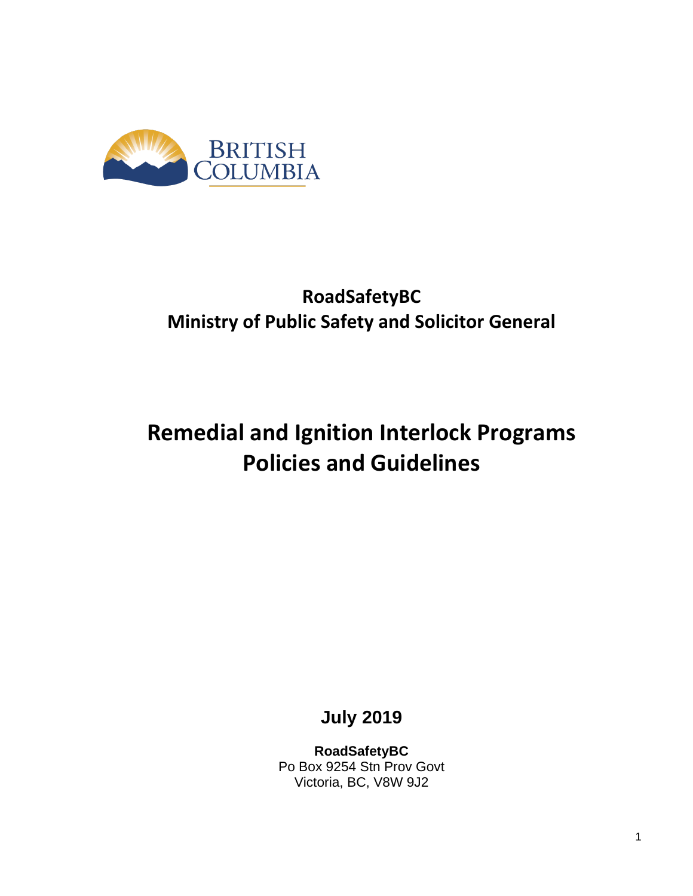BRITISH COLUMBIA

**RoadSafetyBC**
**Ministry of Public Safety and Solicitor General**

# Remedial and Ignition Interlock Programs Policies and Guidelines

**July 2019**

**RoadSafetyBC**
Po Box 9254 Stn Prov Govt
Victoria, BC, V8W 9J2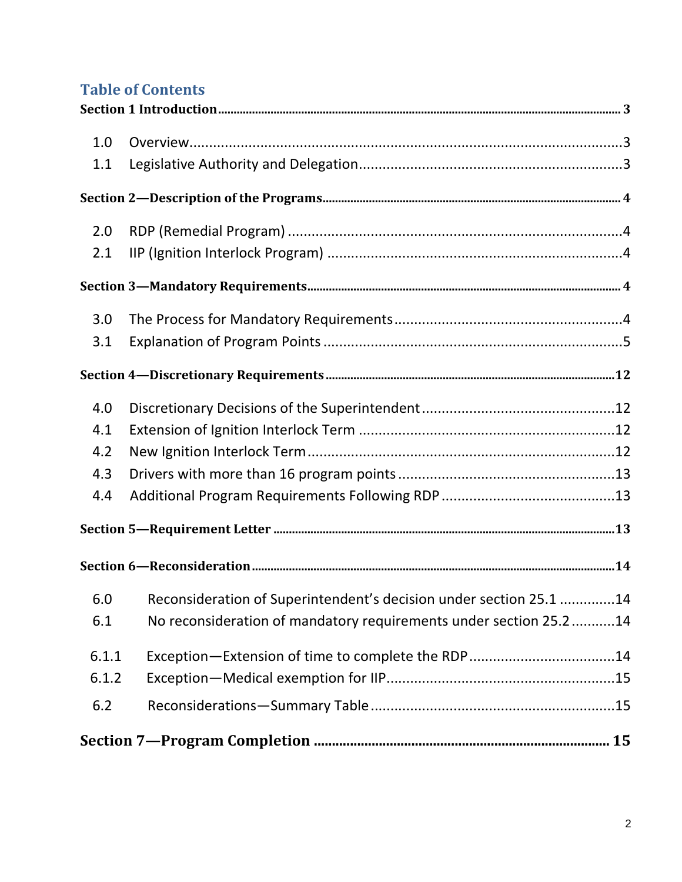## Table of Contents

**Section 1 Introduction** ..... 3

- 1.0 Overview ..... 3
- 1.1 Legislative Authority and Delegation ..... 3

**Section 2—Description of the Programs** ..... 4

- 2.0 RDP (Remedial Program) ..... 4
- 2.1 IIP (Ignition Interlock Program) ..... 4

**Section 3—Mandatory Requirements** ..... 4

- 3.0 The Process for Mandatory Requirements ..... 4
- 3.1 Explanation of Program Points ..... 5

**Section 4—Discretionary Requirements** ..... 12

- 4.0 Discretionary Decisions of the Superintendent ..... 12
- 4.1 Extension of Ignition Interlock Term ..... 12
- 4.2 New Ignition Interlock Term ..... 12
- 4.3 Drivers with more than 16 program points ..... 13
- 4.4 Additional Program Requirements Following RDP ..... 13

**Section 5—Requirement Letter** ..... 13

**Section 6—Reconsideration** ..... 14

- 6.0 Reconsideration of Superintendent's decision under section 25.1 ..... 14
- 6.1 No reconsideration of mandatory requirements under section 25.2 ..... 14
- 6.1.1 Exception—Extension of time to complete the RDP ..... 14
- 6.1.2 Exception—Medical exemption for IIP ..... 15
- 6.2 Reconsiderations—Summary Table ..... 15

**Section 7—Program Completion** ..... 15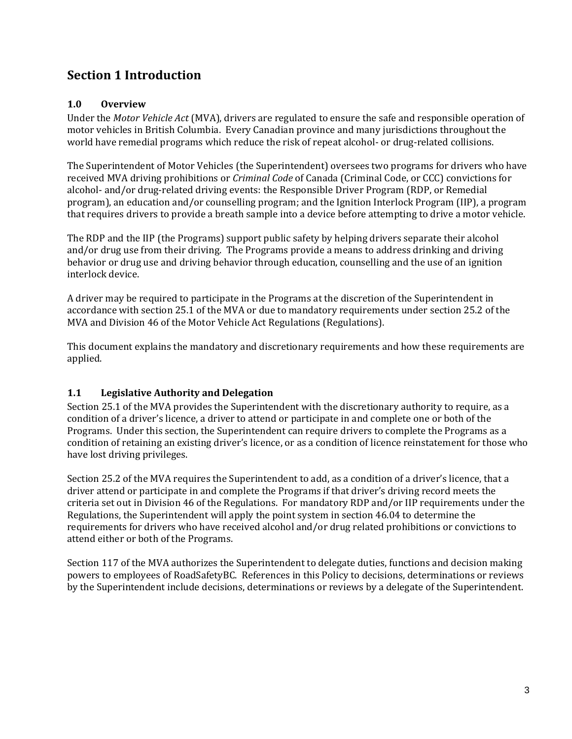# Section 1 Introduction

## 1.0 Overview

Under the *Motor Vehicle Act* (MVA), drivers are regulated to ensure the safe and responsible operation of motor vehicles in British Columbia. Every Canadian province and many jurisdictions throughout the world have remedial programs which reduce the risk of repeat alcohol- or drug-related collisions.

The Superintendent of Motor Vehicles (the Superintendent) oversees two programs for drivers who have received MVA driving prohibitions or *Criminal Code* of Canada (Criminal Code, or CCC) convictions for alcohol- and/or drug-related driving events: the Responsible Driver Program (RDP, or Remedial program), an education and/or counselling program; and the Ignition Interlock Program (IIP), a program that requires drivers to provide a breath sample into a device before attempting to drive a motor vehicle.

The RDP and the IIP (the Programs) support public safety by helping drivers separate their alcohol and/or drug use from their driving. The Programs provide a means to address drinking and driving behavior or drug use and driving behavior through education, counselling and the use of an ignition interlock device.

A driver may be required to participate in the Programs at the discretion of the Superintendent in accordance with section 25.1 of the MVA or due to mandatory requirements under section 25.2 of the MVA and Division 46 of the Motor Vehicle Act Regulations (Regulations).

This document explains the mandatory and discretionary requirements and how these requirements are applied.

## 1.1 Legislative Authority and Delegation

Section 25.1 of the MVA provides the Superintendent with the discretionary authority to require, as a condition of a driver's licence, a driver to attend or participate in and complete one or both of the Programs. Under this section, the Superintendent can require drivers to complete the Programs as a condition of retaining an existing driver's licence, or as a condition of licence reinstatement for those who have lost driving privileges.

Section 25.2 of the MVA requires the Superintendent to add, as a condition of a driver's licence, that a driver attend or participate in and complete the Programs if that driver's driving record meets the criteria set out in Division 46 of the Regulations. For mandatory RDP and/or IIP requirements under the Regulations, the Superintendent will apply the point system in section 46.04 to determine the requirements for drivers who have received alcohol and/or drug related prohibitions or convictions to attend either or both of the Programs.

Section 117 of the MVA authorizes the Superintendent to delegate duties, functions and decision making powers to employees of RoadSafetyBC. References in this Policy to decisions, determinations or reviews by the Superintendent include decisions, determinations or reviews by a delegate of the Superintendent.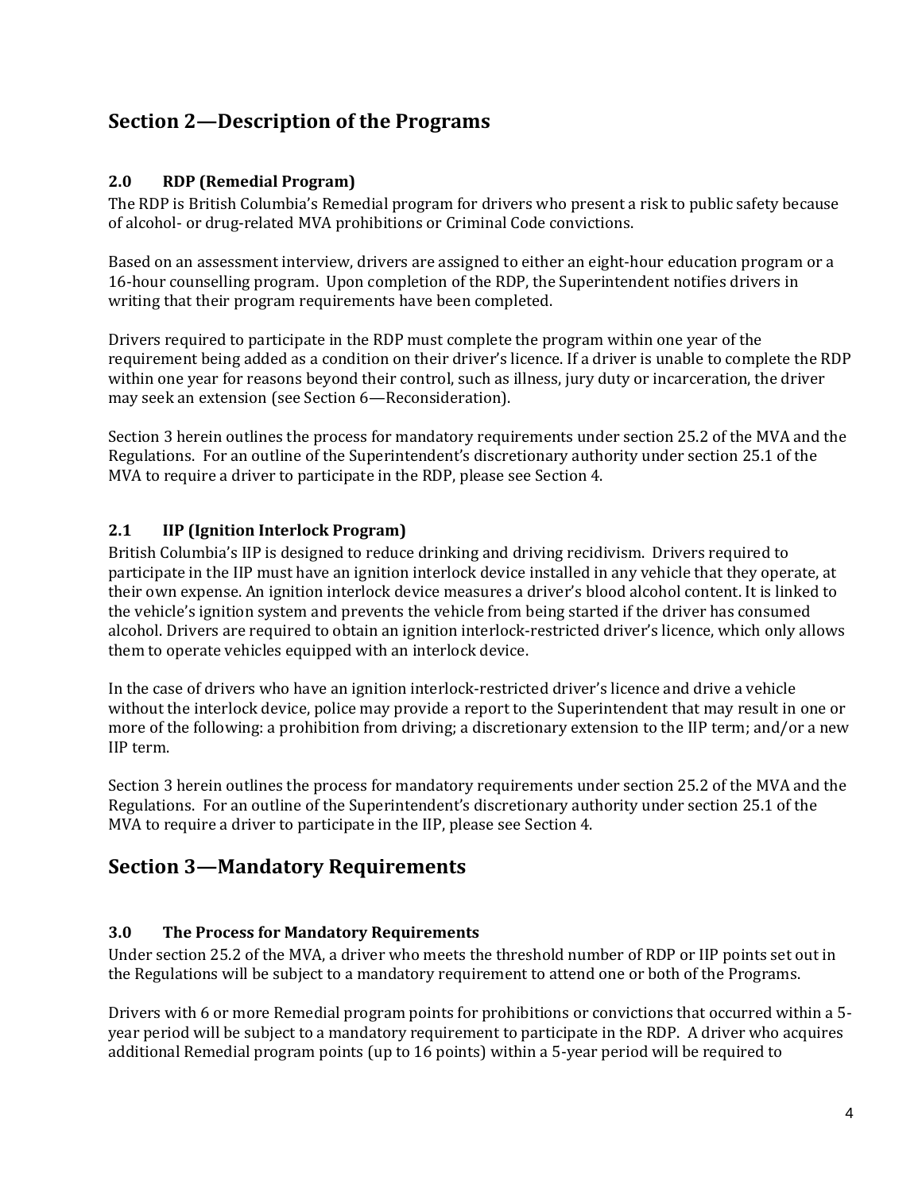## Section 2—Description of the Programs

### 2.0 RDP (Remedial Program)

The RDP is British Columbia's Remedial program for drivers who present a risk to public safety because of alcohol- or drug-related MVA prohibitions or Criminal Code convictions.

Based on an assessment interview, drivers are assigned to either an eight-hour education program or a 16-hour counselling program. Upon completion of the RDP, the Superintendent notifies drivers in writing that their program requirements have been completed.

Drivers required to participate in the RDP must complete the program within one year of the requirement being added as a condition on their driver's licence. If a driver is unable to complete the RDP within one year for reasons beyond their control, such as illness, jury duty or incarceration, the driver may seek an extension (see Section 6—Reconsideration).

Section 3 herein outlines the process for mandatory requirements under section 25.2 of the MVA and the Regulations. For an outline of the Superintendent's discretionary authority under section 25.1 of the MVA to require a driver to participate in the RDP, please see Section 4.

### 2.1 IIP (Ignition Interlock Program)

British Columbia's IIP is designed to reduce drinking and driving recidivism. Drivers required to participate in the IIP must have an ignition interlock device installed in any vehicle that they operate, at their own expense. An ignition interlock device measures a driver's blood alcohol content. It is linked to the vehicle's ignition system and prevents the vehicle from being started if the driver has consumed alcohol. Drivers are required to obtain an ignition interlock-restricted driver's licence, which only allows them to operate vehicles equipped with an interlock device.

In the case of drivers who have an ignition interlock-restricted driver's licence and drive a vehicle without the interlock device, police may provide a report to the Superintendent that may result in one or more of the following: a prohibition from driving; a discretionary extension to the IIP term; and/or a new IIP term.

Section 3 herein outlines the process for mandatory requirements under section 25.2 of the MVA and the Regulations. For an outline of the Superintendent's discretionary authority under section 25.1 of the MVA to require a driver to participate in the IIP, please see Section 4.

## Section 3—Mandatory Requirements

### 3.0 The Process for Mandatory Requirements

Under section 25.2 of the MVA, a driver who meets the threshold number of RDP or IIP points set out in the Regulations will be subject to a mandatory requirement to attend one or both of the Programs.

Drivers with 6 or more Remedial program points for prohibitions or convictions that occurred within a 5-year period will be subject to a mandatory requirement to participate in the RDP. A driver who acquires additional Remedial program points (up to 16 points) within a 5-year period will be required to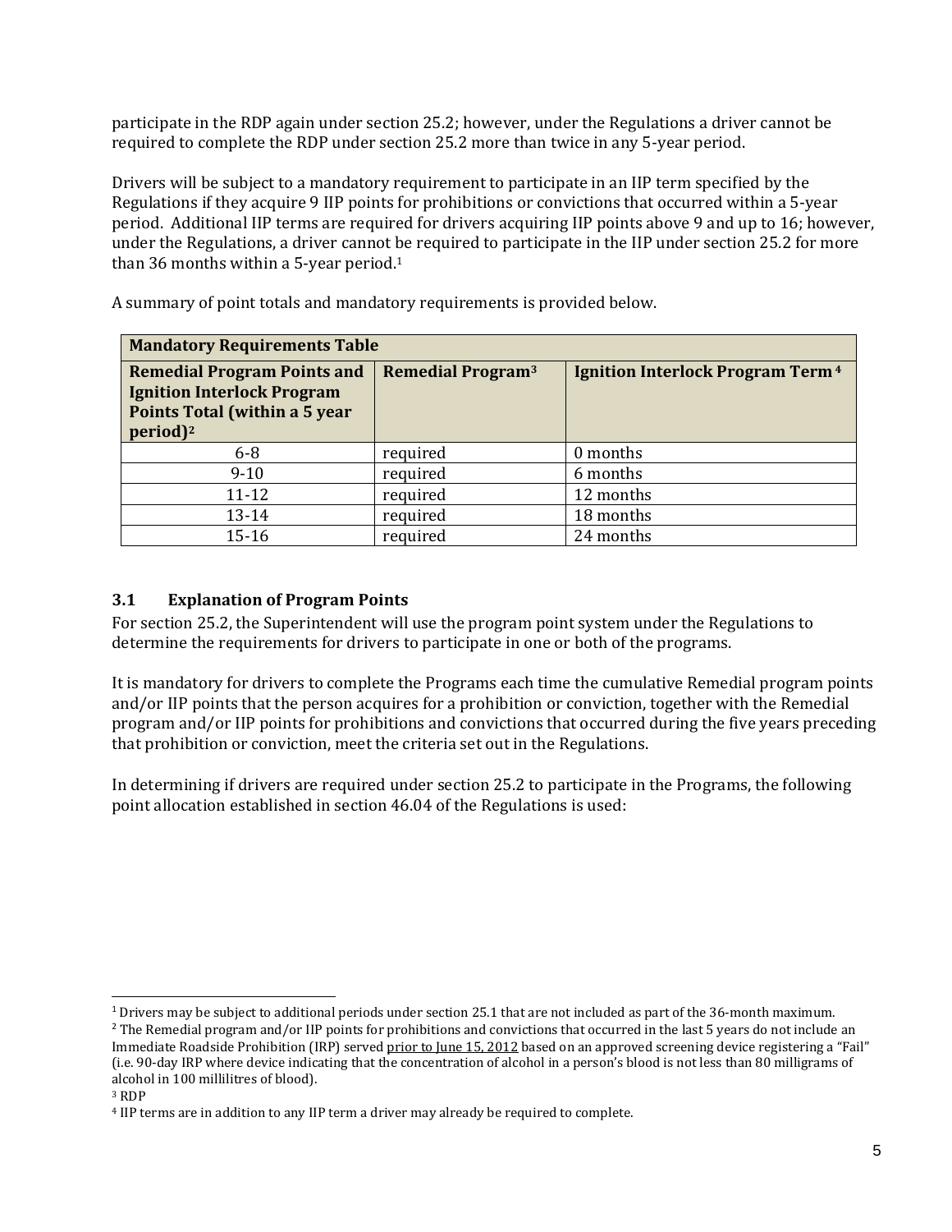participate in the RDP again under section 25.2; however, under the Regulations a driver cannot be required to complete the RDP under section 25.2 more than twice in any 5-year period.

Drivers will be subject to a mandatory requirement to participate in an IIP term specified by the Regulations if they acquire 9 IIP points for prohibitions or convictions that occurred within a 5-year period. Additional IIP terms are required for drivers acquiring IIP points above 9 and up to 16; however, under the Regulations, a driver cannot be required to participate in the IIP under section 25.2 for more than 36 months within a 5-year period.[1]

A summary of point totals and mandatory requirements is provided below.

| **Mandatory Requirements Table** | | |
|---|---|---|
| **Remedial Program Points and Ignition Interlock Program Points Total (within a 5 year period)**[2] | **Remedial Program**[3] | **Ignition Interlock Program Term**[4] |
| 6-8 | required | 0 months |
| 9-10 | required | 6 months |
| 11-12 | required | 12 months |
| 13-14 | required | 18 months |
| 15-16 | required | 24 months |

### 3.1 Explanation of Program Points

For section 25.2, the Superintendent will use the program point system under the Regulations to determine the requirements for drivers to participate in one or both of the programs.

It is mandatory for drivers to complete the Programs each time the cumulative Remedial program points and/or IIP points that the person acquires for a prohibition or conviction, together with the Remedial program and/or IIP points for prohibitions and convictions that occurred during the five years preceding that prohibition or conviction, meet the criteria set out in the Regulations.

In determining if drivers are required under section 25.2 to participate in the Programs, the following point allocation established in section 46.04 of the Regulations is used:

---

[1] Drivers may be subject to additional periods under section 25.1 that are not included as part of the 36-month maximum.

[2] The Remedial program and/or IIP points for prohibitions and convictions that occurred in the last 5 years do not include an Immediate Roadside Prohibition (IRP) served prior to June 15, 2012 based on an approved screening device registering a "Fail" (i.e. 90-day IRP where device indicating that the concentration of alcohol in a person's blood is not less than 80 milligrams of alcohol in 100 millilitres of blood).

[3] RDP

[4] IIP terms are in addition to any IIP term a driver may already be required to complete.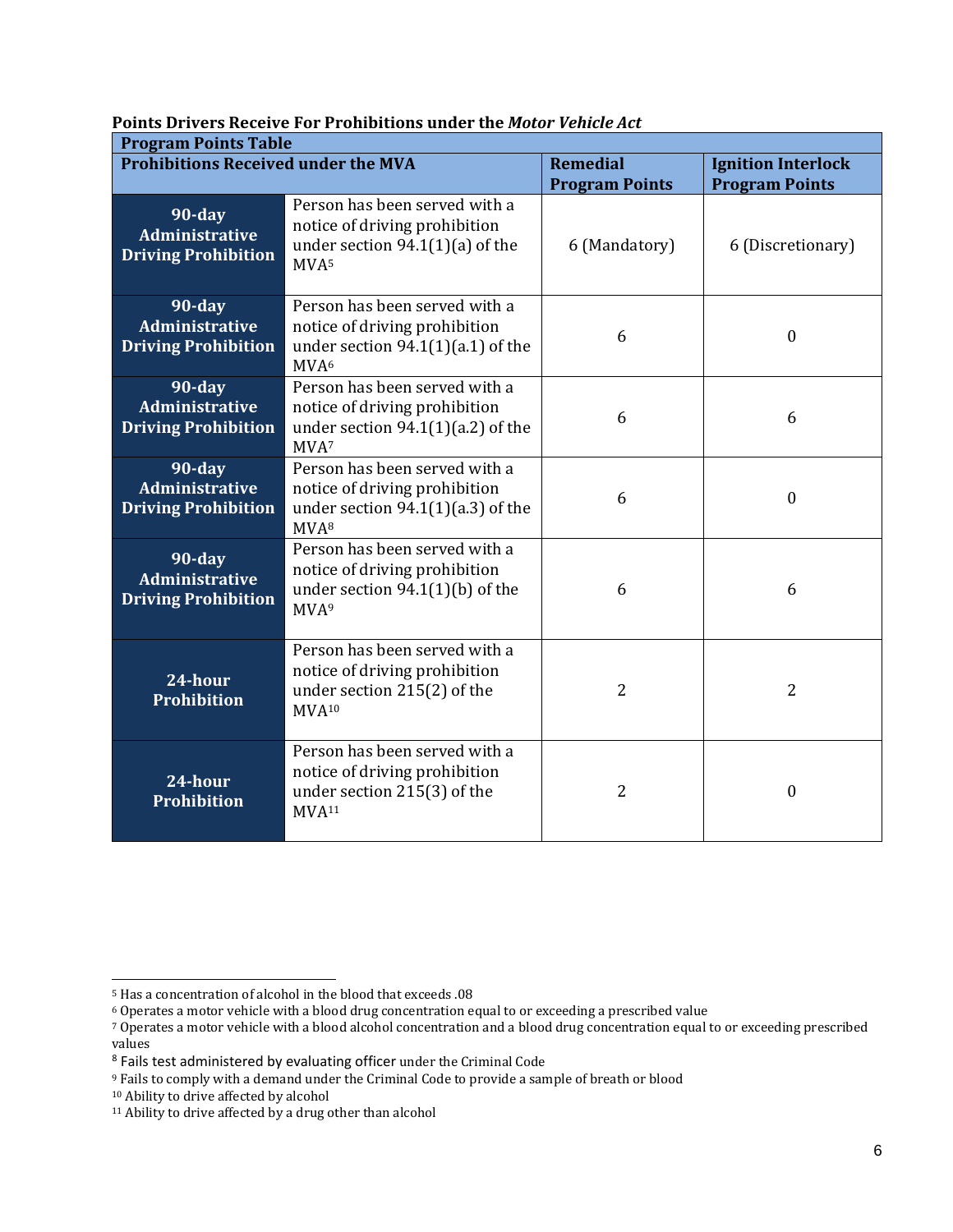**Points Drivers Receive For Prohibitions under the *Motor Vehicle Act***

| Program Points Table | | | |
|---|---|---|---|
| **Prohibitions Received under the MVA** | | **Remedial Program Points** | **Ignition Interlock Program Points** |
| **90-day Administrative Driving Prohibition** | Person has been served with a notice of driving prohibition under section 94.1(1)(a) of the MVA[5] | 6 (Mandatory) | 6 (Discretionary) |
| **90-day Administrative Driving Prohibition** | Person has been served with a notice of driving prohibition under section 94.1(1)(a.1) of the MVA[6] | 6 | 0 |
| **90-day Administrative Driving Prohibition** | Person has been served with a notice of driving prohibition under section 94.1(1)(a.2) of the MVA[7] | 6 | 6 |
| **90-day Administrative Driving Prohibition** | Person has been served with a notice of driving prohibition under section 94.1(1)(a.3) of the MVA[8] | 6 | 0 |
| **90-day Administrative Driving Prohibition** | Person has been served with a notice of driving prohibition under section 94.1(1)(b) of the MVA[9] | 6 | 6 |
| **24-hour Prohibition** | Person has been served with a notice of driving prohibition under section 215(2) of the MVA[10] | 2 | 2 |
| **24-hour Prohibition** | Person has been served with a notice of driving prohibition under section 215(3) of the MVA[11] | 2 | 0 |

[5] Has a concentration of alcohol in the blood that exceeds .08
[6] Operates a motor vehicle with a blood drug concentration equal to or exceeding a prescribed value
[7] Operates a motor vehicle with a blood alcohol concentration and a blood drug concentration equal to or exceeding prescribed values
[8] Fails test administered by evaluating officer under the Criminal Code
[9] Fails to comply with a demand under the Criminal Code to provide a sample of breath or blood
[10] Ability to drive affected by alcohol
[11] Ability to drive affected by a drug other than alcohol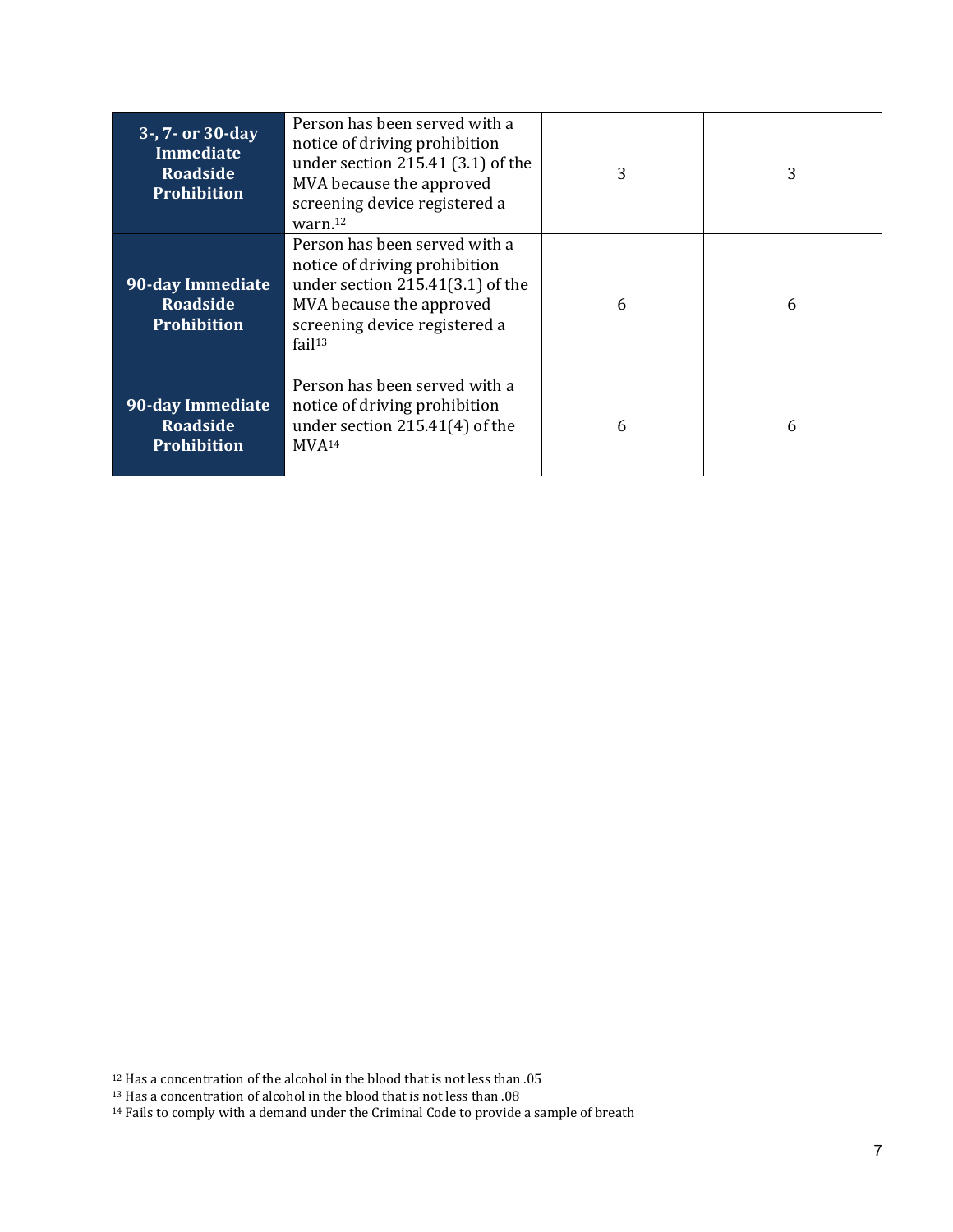| | | | |
|---|---|---|---|
| **3-, 7- or 30-day Immediate Roadside Prohibition** | Person has been served with a notice of driving prohibition under section 215.41 (3.1) of the MVA because the approved screening device registered a warn.[12] | 3 | 3 |
| **90-day Immediate Roadside Prohibition** | Person has been served with a notice of driving prohibition under section 215.41(3.1) of the MVA because the approved screening device registered a fail[13] | 6 | 6 |
| **90-day Immediate Roadside Prohibition** | Person has been served with a notice of driving prohibition under section 215.41(4) of the MVA[14] | 6 | 6 |

[12] Has a concentration of the alcohol in the blood that is not less than .05

[13] Has a concentration of alcohol in the blood that is not less than .08

[14] Fails to comply with a demand under the Criminal Code to provide a sample of breath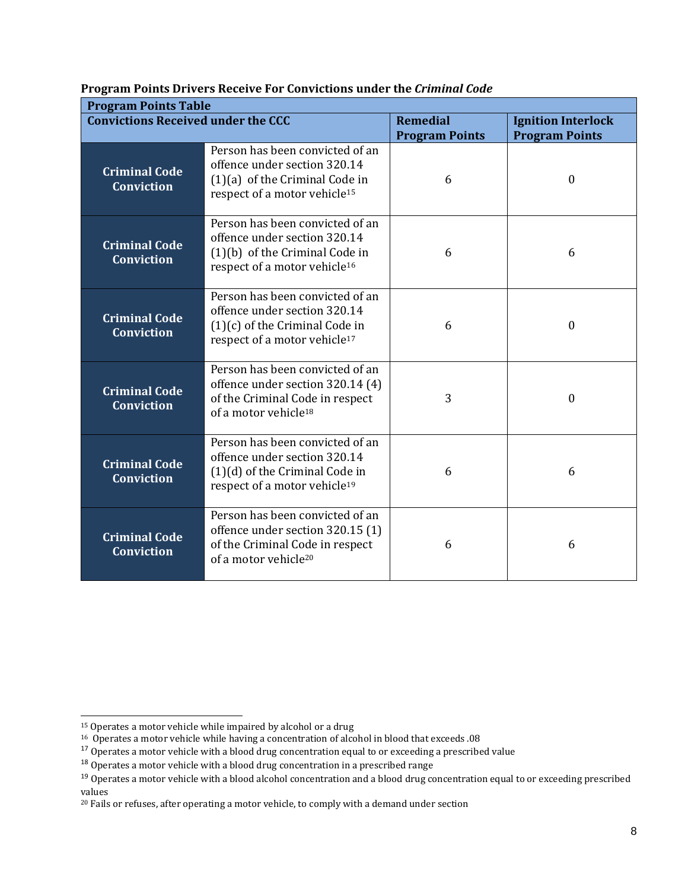**Program Points Drivers Receive For Convictions under the *Criminal Code***

| Program Points Table | | | |
|---|---|---|---|
| **Convictions Received under the CCC** | | **Remedial Program Points** | **Ignition Interlock Program Points** |
| **Criminal Code Conviction** | Person has been convicted of an offence under section 320.14 (1)(a) of the Criminal Code in respect of a motor vehicle[15] | 6 | 0 |
| **Criminal Code Conviction** | Person has been convicted of an offence under section 320.14 (1)(b) of the Criminal Code in respect of a motor vehicle[16] | 6 | 6 |
| **Criminal Code Conviction** | Person has been convicted of an offence under section 320.14 (1)(c) of the Criminal Code in respect of a motor vehicle[17] | 6 | 0 |
| **Criminal Code Conviction** | Person has been convicted of an offence under section 320.14 (4) of the Criminal Code in respect of a motor vehicle[18] | 3 | 0 |
| **Criminal Code Conviction** | Person has been convicted of an offence under section 320.14 (1)(d) of the Criminal Code in respect of a motor vehicle[19] | 6 | 6 |
| **Criminal Code Conviction** | Person has been convicted of an offence under section 320.15 (1) of the Criminal Code in respect of a motor vehicle[20] | 6 | 6 |

[15] Operates a motor vehicle while impaired by alcohol or a drug

[16] Operates a motor vehicle while having a concentration of alcohol in blood that exceeds .08

[17] Operates a motor vehicle with a blood drug concentration equal to or exceeding a prescribed value

[18] Operates a motor vehicle with a blood drug concentration in a prescribed range

[19] Operates a motor vehicle with a blood alcohol concentration and a blood drug concentration equal to or exceeding prescribed values

[20] Fails or refuses, after operating a motor vehicle, to comply with a demand under section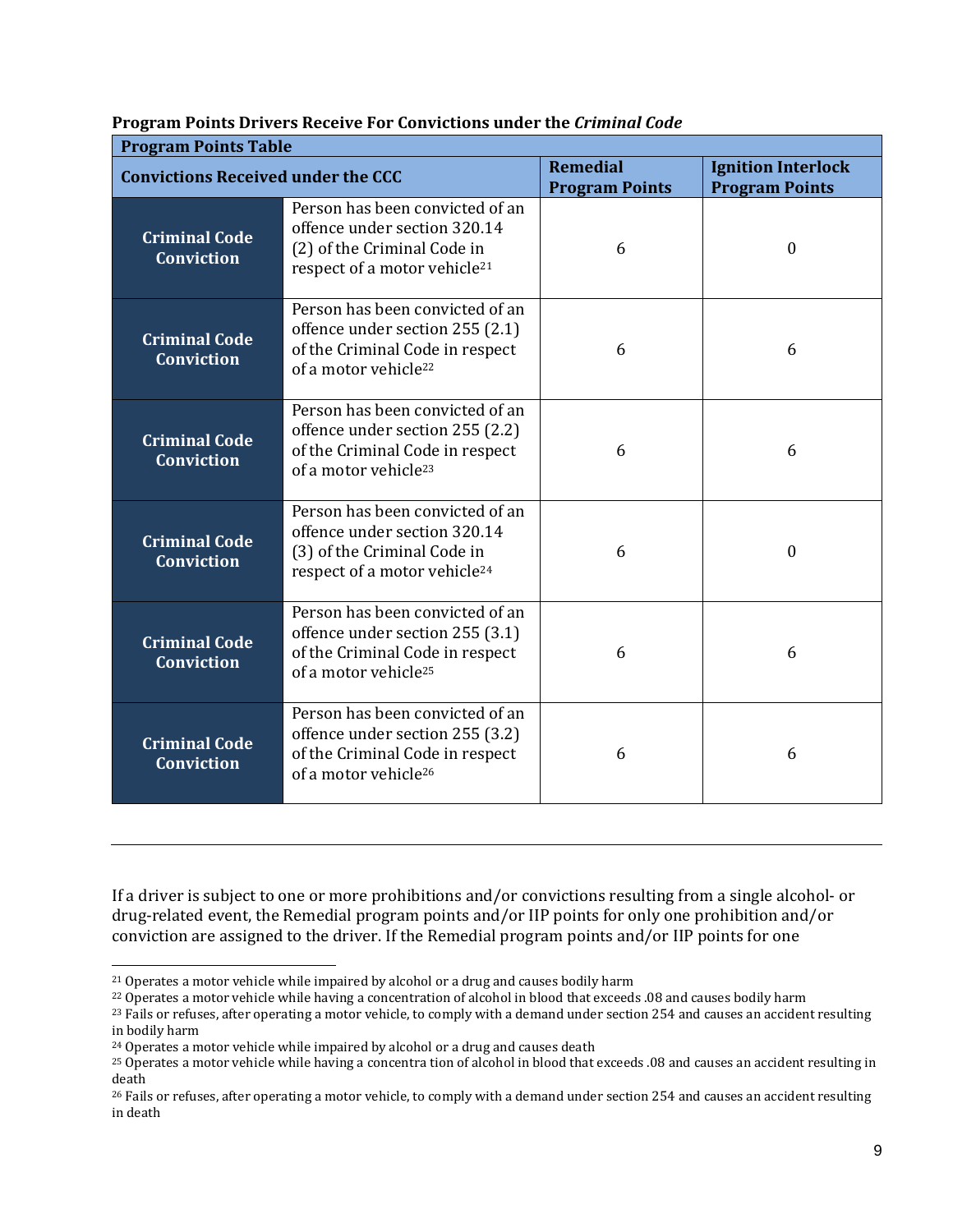**Program Points Drivers Receive For Convictions under the *Criminal Code***

| Program Points Table | | | |
|---|---|---|---|
| **Convictions Received under the CCC** | | **Remedial Program Points** | **Ignition Interlock Program Points** |
| **Criminal Code Conviction** | Person has been convicted of an offence under section 320.14 (2) of the Criminal Code in respect of a motor vehicle[21] | 6 | 0 |
| **Criminal Code Conviction** | Person has been convicted of an offence under section 255 (2.1) of the Criminal Code in respect of a motor vehicle[22] | 6 | 6 |
| **Criminal Code Conviction** | Person has been convicted of an offence under section 255 (2.2) of the Criminal Code in respect of a motor vehicle[23] | 6 | 6 |
| **Criminal Code Conviction** | Person has been convicted of an offence under section 320.14 (3) of the Criminal Code in respect of a motor vehicle[24] | 6 | 0 |
| **Criminal Code Conviction** | Person has been convicted of an offence under section 255 (3.1) of the Criminal Code in respect of a motor vehicle[25] | 6 | 6 |
| **Criminal Code Conviction** | Person has been convicted of an offence under section 255 (3.2) of the Criminal Code in respect of a motor vehicle[26] | 6 | 6 |

---

If a driver is subject to one or more prohibitions and/or convictions resulting from a single alcohol- or drug-related event, the Remedial program points and/or IIP points for only one prohibition and/or conviction are assigned to the driver. If the Remedial program points and/or IIP points for one

[21] Operates a motor vehicle while impaired by alcohol or a drug and causes bodily harm

[22] Operates a motor vehicle while having a concentration of alcohol in blood that exceeds .08 and causes bodily harm

[23] Fails or refuses, after operating a motor vehicle, to comply with a demand under section 254 and causes an accident resulting in bodily harm

[24] Operates a motor vehicle while impaired by alcohol or a drug and causes death

[25] Operates a motor vehicle while having a concentra tion of alcohol in blood that exceeds .08 and causes an accident resulting in death

[26] Fails or refuses, after operating a motor vehicle, to comply with a demand under section 254 and causes an accident resulting in death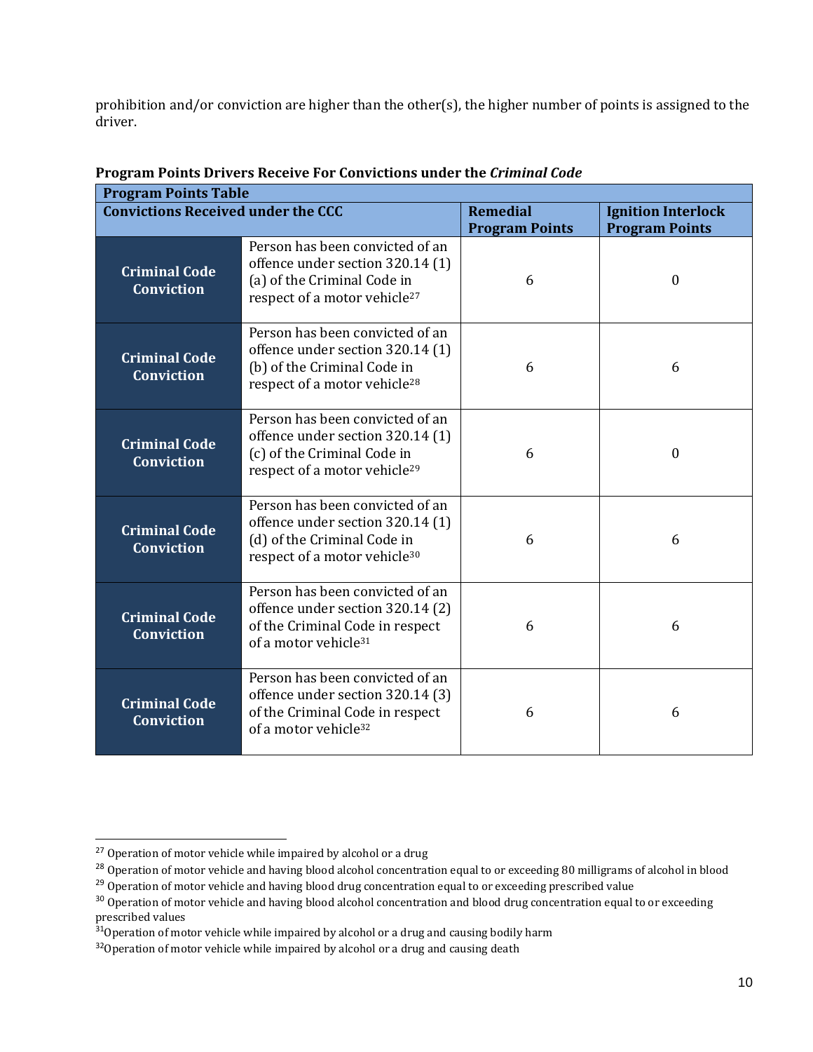prohibition and/or conviction are higher than the other(s), the higher number of points is assigned to the driver.

**Program Points Drivers Receive For Convictions under the *Criminal Code***

| Program Points Table | | | |
|---|---|---|---|
| **Convictions Received under the CCC** | | **Remedial Program Points** | **Ignition Interlock Program Points** |
| **Criminal Code Conviction** | Person has been convicted of an offence under section 320.14 (1) (a) of the Criminal Code in respect of a motor vehicle[27] | 6 | 0 |
| **Criminal Code Conviction** | Person has been convicted of an offence under section 320.14 (1) (b) of the Criminal Code in respect of a motor vehicle[28] | 6 | 6 |
| **Criminal Code Conviction** | Person has been convicted of an offence under section 320.14 (1) (c) of the Criminal Code in respect of a motor vehicle[29] | 6 | 0 |
| **Criminal Code Conviction** | Person has been convicted of an offence under section 320.14 (1) (d) of the Criminal Code in respect of a motor vehicle[30] | 6 | 6 |
| **Criminal Code Conviction** | Person has been convicted of an offence under section 320.14 (2) of the Criminal Code in respect of a motor vehicle[31] | 6 | 6 |
| **Criminal Code Conviction** | Person has been convicted of an offence under section 320.14 (3) of the Criminal Code in respect of a motor vehicle[32] | 6 | 6 |

[27] Operation of motor vehicle while impaired by alcohol or a drug

[28] Operation of motor vehicle and having blood alcohol concentration equal to or exceeding 80 milligrams of alcohol in blood

[29] Operation of motor vehicle and having blood drug concentration equal to or exceeding prescribed value

[30] Operation of motor vehicle and having blood alcohol concentration and blood drug concentration equal to or exceeding prescribed values

[31] Operation of motor vehicle while impaired by alcohol or a drug and causing bodily harm

[32] Operation of motor vehicle while impaired by alcohol or a drug and causing death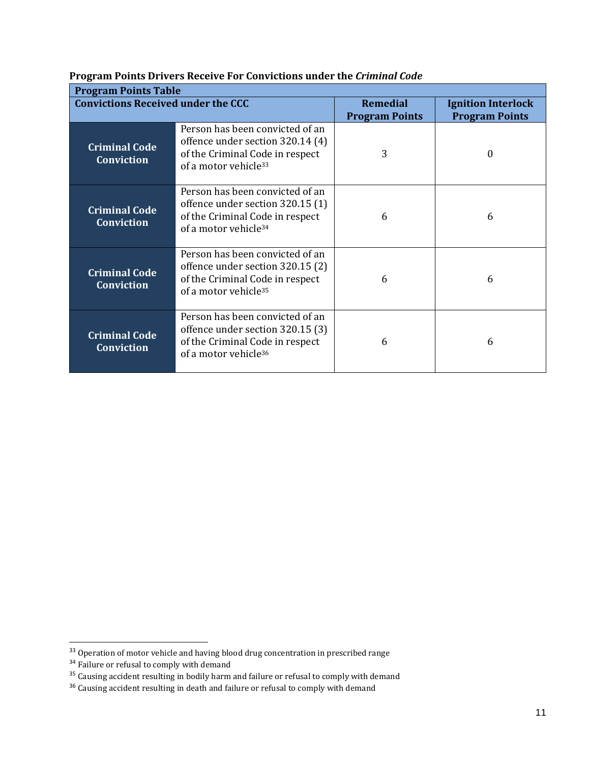**Program Points Drivers Receive For Convictions under the *Criminal Code***

| Program Points Table | | | |
|---|---|---|---|
| **Convictions Received under the CCC** | | **Remedial Program Points** | **Ignition Interlock Program Points** |
| **Criminal Code Conviction** | Person has been convicted of an offence under section 320.14 (4) of the Criminal Code in respect of a motor vehicle[33] | 3 | 0 |
| **Criminal Code Conviction** | Person has been convicted of an offence under section 320.15 (1) of the Criminal Code in respect of a motor vehicle[34] | 6 | 6 |
| **Criminal Code Conviction** | Person has been convicted of an offence under section 320.15 (2) of the Criminal Code in respect of a motor vehicle[35] | 6 | 6 |
| **Criminal Code Conviction** | Person has been convicted of an offence under section 320.15 (3) of the Criminal Code in respect of a motor vehicle[36] | 6 | 6 |

---

[33] Operation of motor vehicle and having blood drug concentration in prescribed range

[34] Failure or refusal to comply with demand

[35] Causing accident resulting in bodily harm and failure or refusal to comply with demand

[36] Causing accident resulting in death and failure or refusal to comply with demand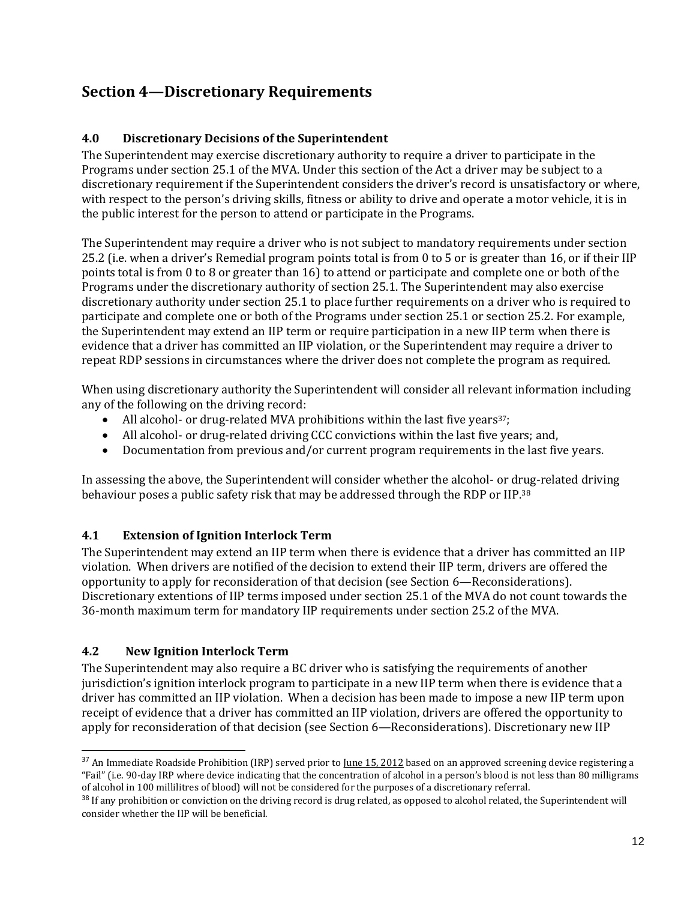## Section 4—Discretionary Requirements

### 4.0 Discretionary Decisions of the Superintendent

The Superintendent may exercise discretionary authority to require a driver to participate in the Programs under section 25.1 of the MVA. Under this section of the Act a driver may be subject to a discretionary requirement if the Superintendent considers the driver's record is unsatisfactory or where, with respect to the person's driving skills, fitness or ability to drive and operate a motor vehicle, it is in the public interest for the person to attend or participate in the Programs.

The Superintendent may require a driver who is not subject to mandatory requirements under section 25.2 (i.e. when a driver's Remedial program points total is from 0 to 5 or is greater than 16, or if their IIP points total is from 0 to 8 or greater than 16) to attend or participate and complete one or both of the Programs under the discretionary authority of section 25.1. The Superintendent may also exercise discretionary authority under section 25.1 to place further requirements on a driver who is required to participate and complete one or both of the Programs under section 25.1 or section 25.2. For example, the Superintendent may extend an IIP term or require participation in a new IIP term when there is evidence that a driver has committed an IIP violation, or the Superintendent may require a driver to repeat RDP sessions in circumstances where the driver does not complete the program as required.

When using discretionary authority the Superintendent will consider all relevant information including any of the following on the driving record:

- All alcohol- or drug-related MVA prohibitions within the last five years[37];
- All alcohol- or drug-related driving CCC convictions within the last five years; and,
- Documentation from previous and/or current program requirements in the last five years.

In assessing the above, the Superintendent will consider whether the alcohol- or drug-related driving behaviour poses a public safety risk that may be addressed through the RDP or IIP.[38]

### 4.1 Extension of Ignition Interlock Term

The Superintendent may extend an IIP term when there is evidence that a driver has committed an IIP violation. When drivers are notified of the decision to extend their IIP term, drivers are offered the opportunity to apply for reconsideration of that decision (see Section 6—Reconsiderations). Discretionary extentions of IIP terms imposed under section 25.1 of the MVA do not count towards the 36-month maximum term for mandatory IIP requirements under section 25.2 of the MVA.

### 4.2 New Ignition Interlock Term

The Superintendent may also require a BC driver who is satisfying the requirements of another jurisdiction's ignition interlock program to participate in a new IIP term when there is evidence that a driver has committed an IIP violation. When a decision has been made to impose a new IIP term upon receipt of evidence that a driver has committed an IIP violation, drivers are offered the opportunity to apply for reconsideration of that decision (see Section 6—Reconsiderations). Discretionary new IIP

---

[37] An Immediate Roadside Prohibition (IRP) served prior to June 15, 2012 based on an approved screening device registering a "Fail" (i.e. 90-day IRP where device indicating that the concentration of alcohol in a person's blood is not less than 80 milligrams of alcohol in 100 millilitres of blood) will not be considered for the purposes of a discretionary referral.

[38] If any prohibition or conviction on the driving record is drug related, as opposed to alcohol related, the Superintendent will consider whether the IIP will be beneficial.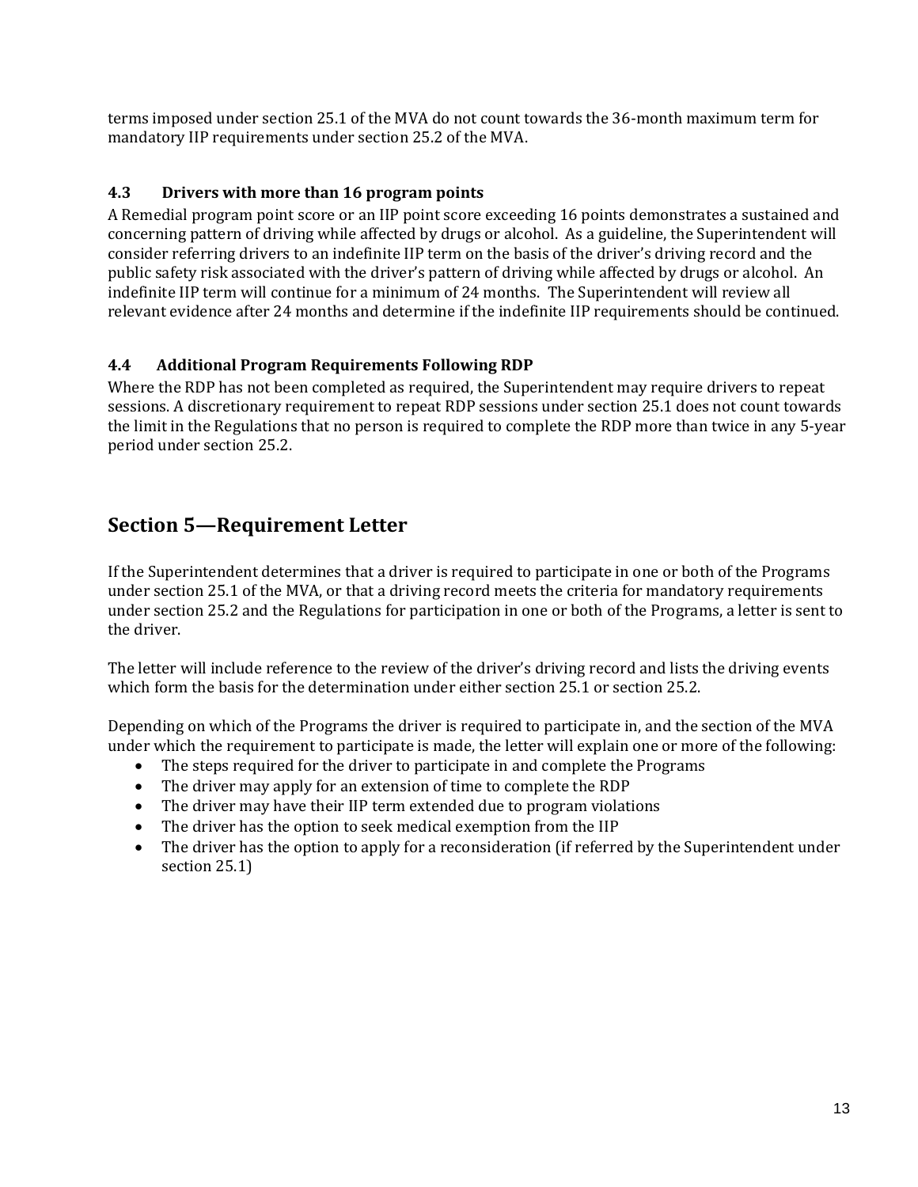terms imposed under section 25.1 of the MVA do not count towards the 36-month maximum term for mandatory IIP requirements under section 25.2 of the MVA.

### 4.3 Drivers with more than 16 program points

A Remedial program point score or an IIP point score exceeding 16 points demonstrates a sustained and concerning pattern of driving while affected by drugs or alcohol. As a guideline, the Superintendent will consider referring drivers to an indefinite IIP term on the basis of the driver's driving record and the public safety risk associated with the driver's pattern of driving while affected by drugs or alcohol. An indefinite IIP term will continue for a minimum of 24 months. The Superintendent will review all relevant evidence after 24 months and determine if the indefinite IIP requirements should be continued.

### 4.4 Additional Program Requirements Following RDP

Where the RDP has not been completed as required, the Superintendent may require drivers to repeat sessions. A discretionary requirement to repeat RDP sessions under section 25.1 does not count towards the limit in the Regulations that no person is required to complete the RDP more than twice in any 5-year period under section 25.2.

## Section 5—Requirement Letter

If the Superintendent determines that a driver is required to participate in one or both of the Programs under section 25.1 of the MVA, or that a driving record meets the criteria for mandatory requirements under section 25.2 and the Regulations for participation in one or both of the Programs, a letter is sent to the driver.

The letter will include reference to the review of the driver's driving record and lists the driving events which form the basis for the determination under either section 25.1 or section 25.2.

Depending on which of the Programs the driver is required to participate in, and the section of the MVA under which the requirement to participate is made, the letter will explain one or more of the following:

- The steps required for the driver to participate in and complete the Programs
- The driver may apply for an extension of time to complete the RDP
- The driver may have their IIP term extended due to program violations
- The driver has the option to seek medical exemption from the IIP
- The driver has the option to apply for a reconsideration (if referred by the Superintendent under section 25.1)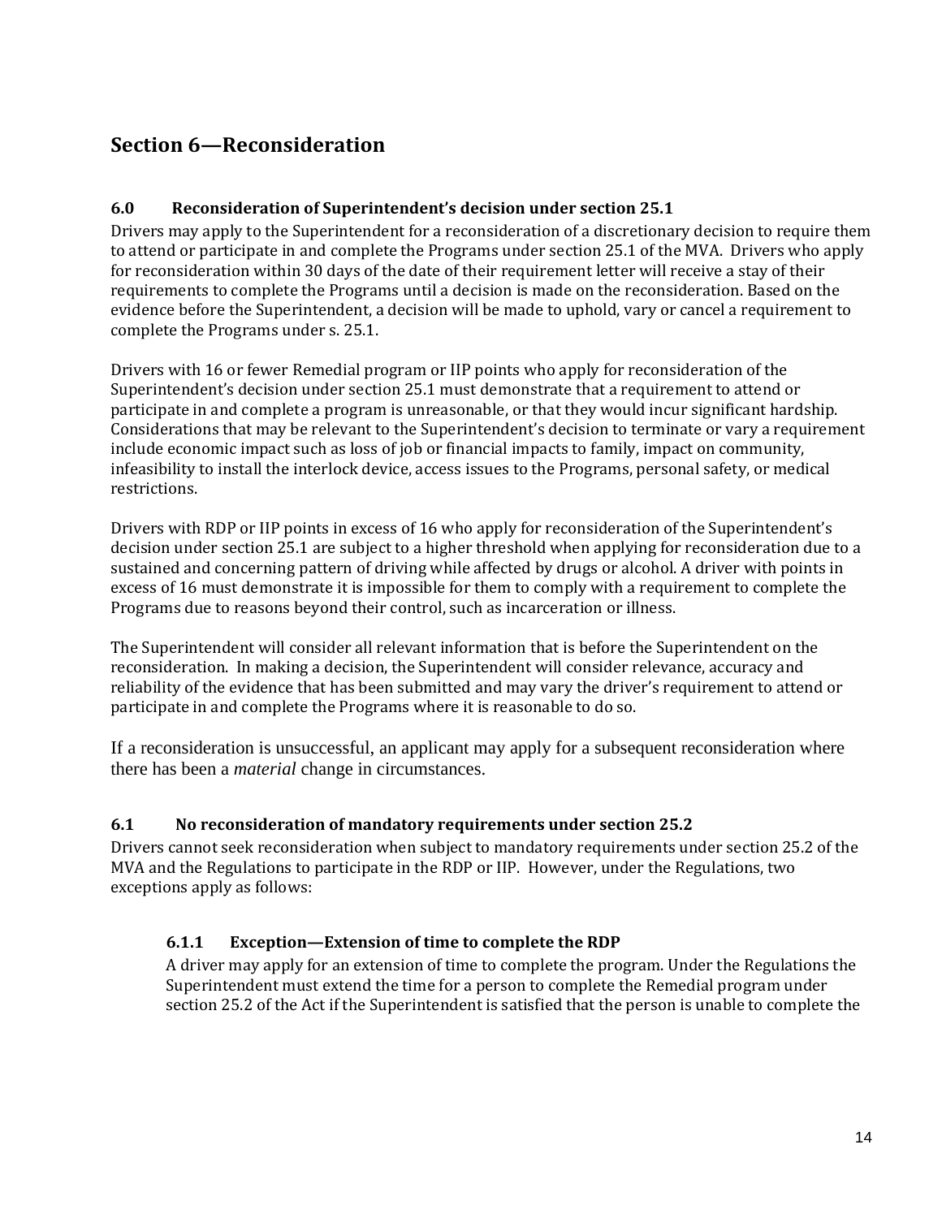## Section 6—Reconsideration

### 6.0 Reconsideration of Superintendent's decision under section 25.1

Drivers may apply to the Superintendent for a reconsideration of a discretionary decision to require them to attend or participate in and complete the Programs under section 25.1 of the MVA. Drivers who apply for reconsideration within 30 days of the date of their requirement letter will receive a stay of their requirements to complete the Programs until a decision is made on the reconsideration. Based on the evidence before the Superintendent, a decision will be made to uphold, vary or cancel a requirement to complete the Programs under s. 25.1.

Drivers with 16 or fewer Remedial program or IIP points who apply for reconsideration of the Superintendent's decision under section 25.1 must demonstrate that a requirement to attend or participate in and complete a program is unreasonable, or that they would incur significant hardship. Considerations that may be relevant to the Superintendent's decision to terminate or vary a requirement include economic impact such as loss of job or financial impacts to family, impact on community, infeasibility to install the interlock device, access issues to the Programs, personal safety, or medical restrictions.

Drivers with RDP or IIP points in excess of 16 who apply for reconsideration of the Superintendent's decision under section 25.1 are subject to a higher threshold when applying for reconsideration due to a sustained and concerning pattern of driving while affected by drugs or alcohol. A driver with points in excess of 16 must demonstrate it is impossible for them to comply with a requirement to complete the Programs due to reasons beyond their control, such as incarceration or illness.

The Superintendent will consider all relevant information that is before the Superintendent on the reconsideration. In making a decision, the Superintendent will consider relevance, accuracy and reliability of the evidence that has been submitted and may vary the driver's requirement to attend or participate in and complete the Programs where it is reasonable to do so.

If a reconsideration is unsuccessful, an applicant may apply for a subsequent reconsideration where there has been a *material* change in circumstances.

### 6.1 No reconsideration of mandatory requirements under section 25.2

Drivers cannot seek reconsideration when subject to mandatory requirements under section 25.2 of the MVA and the Regulations to participate in the RDP or IIP. However, under the Regulations, two exceptions apply as follows:

#### 6.1.1 Exception—Extension of time to complete the RDP

A driver may apply for an extension of time to complete the program. Under the Regulations the Superintendent must extend the time for a person to complete the Remedial program under section 25.2 of the Act if the Superintendent is satisfied that the person is unable to complete the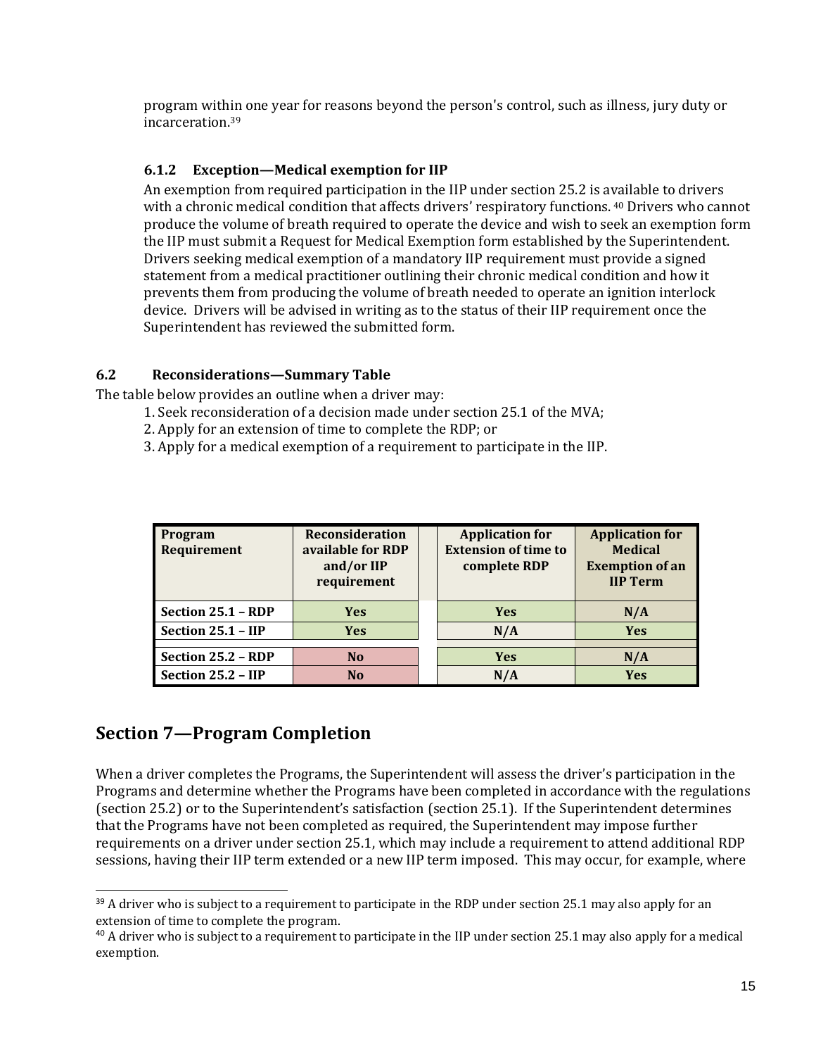program within one year for reasons beyond the person's control, such as illness, jury duty or incarceration.[39]

### 6.1.2 Exception—Medical exemption for IIP

An exemption from required participation in the IIP under section 25.2 is available to drivers with a chronic medical condition that affects drivers' respiratory functions. [40] Drivers who cannot produce the volume of breath required to operate the device and wish to seek an exemption form the IIP must submit a Request for Medical Exemption form established by the Superintendent. Drivers seeking medical exemption of a mandatory IIP requirement must provide a signed statement from a medical practitioner outlining their chronic medical condition and how it prevents them from producing the volume of breath needed to operate an ignition interlock device. Drivers will be advised in writing as to the status of their IIP requirement once the Superintendent has reviewed the submitted form.

## 6.2 Reconsiderations—Summary Table

The table below provides an outline when a driver may:

1. Seek reconsideration of a decision made under section 25.1 of the MVA;
2. Apply for an extension of time to complete the RDP; or
3. Apply for a medical exemption of a requirement to participate in the IIP.

| Program Requirement | Reconsideration available for RDP and/or IIP requirement | Application for Extension of time to complete RDP | Application for Medical Exemption of an IIP Term |
|---|---|---|---|
| **Section 25.1 – RDP** | **Yes** | **Yes** | **N/A** |
| **Section 25.1 – IIP** | **Yes** | **N/A** | **Yes** |
| **Section 25.2 – RDP** | **No** | **Yes** | **N/A** |
| **Section 25.2 – IIP** | **No** | **N/A** | **Yes** |

# Section 7—Program Completion

When a driver completes the Programs, the Superintendent will assess the driver's participation in the Programs and determine whether the Programs have been completed in accordance with the regulations (section 25.2) or to the Superintendent's satisfaction (section 25.1). If the Superintendent determines that the Programs have not been completed as required, the Superintendent may impose further requirements on a driver under section 25.1, which may include a requirement to attend additional RDP sessions, having their IIP term extended or a new IIP term imposed. This may occur, for example, where

[39] A driver who is subject to a requirement to participate in the RDP under section 25.1 may also apply for an extension of time to complete the program.

[40] A driver who is subject to a requirement to participate in the IIP under section 25.1 may also apply for a medical exemption.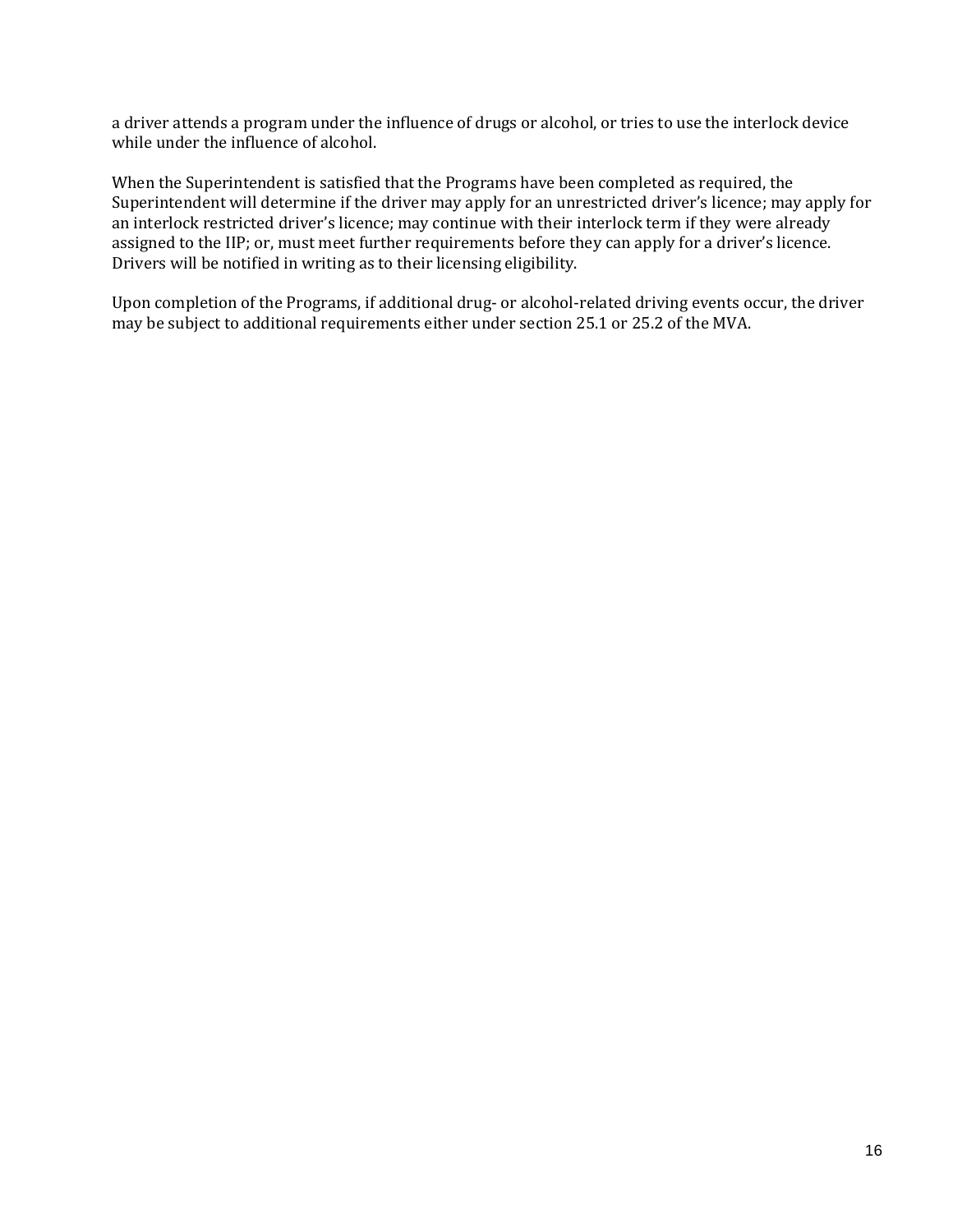a driver attends a program under the influence of drugs or alcohol, or tries to use the interlock device while under the influence of alcohol.

When the Superintendent is satisfied that the Programs have been completed as required, the Superintendent will determine if the driver may apply for an unrestricted driver's licence; may apply for an interlock restricted driver's licence; may continue with their interlock term if they were already assigned to the IIP; or, must meet further requirements before they can apply for a driver's licence. Drivers will be notified in writing as to their licensing eligibility.

Upon completion of the Programs, if additional drug- or alcohol-related driving events occur, the driver may be subject to additional requirements either under section 25.1 or 25.2 of the MVA.